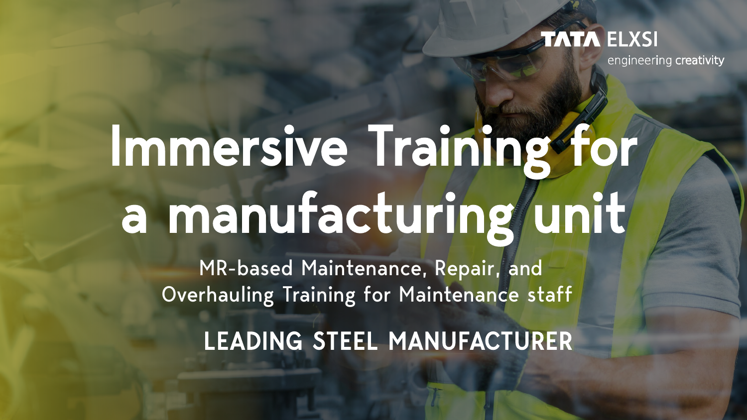TATA ELXSI
engineering creativity

# Immersive Training for a manufacturing unit

## MR-based Maintenance, Repair, and Overhauling Training for Maintenance staff

### LEADING STEEL MANUFACTURER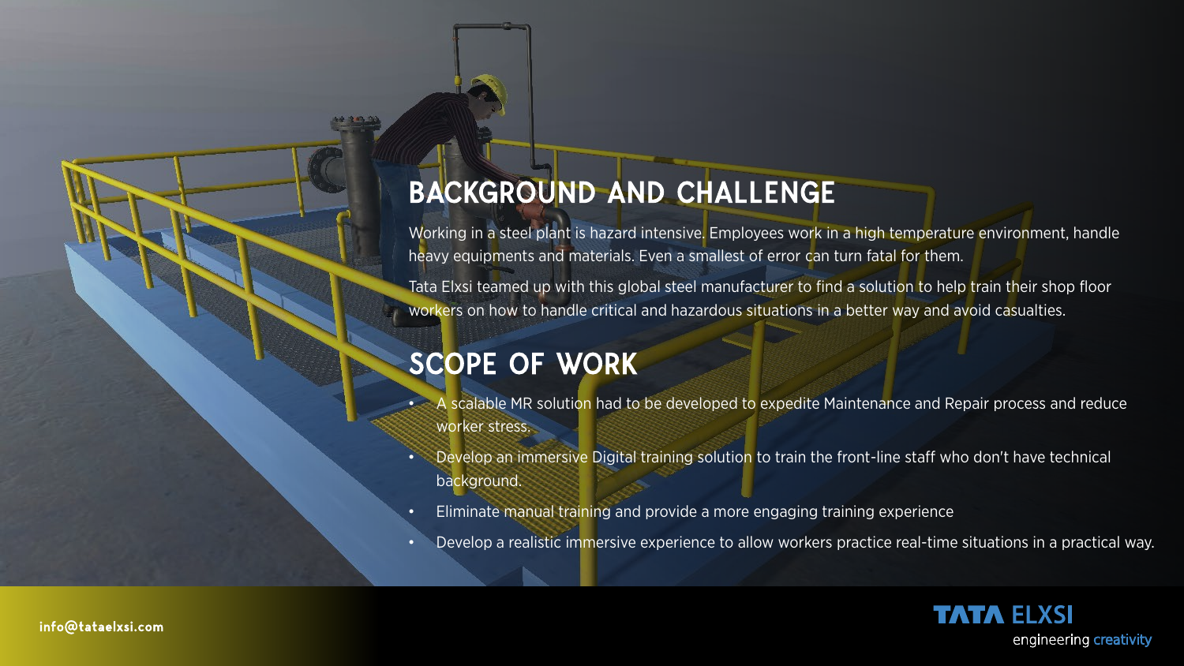## BACKGROUND AND CHALLENGE

Working in a steel plant is hazard intensive. Employees work in a high temperature environment, handle heavy equipments and materials. Even a smallest of error can turn fatal for them.

Tata Elxsi teamed up with this global steel manufacturer to find a solution to help train their shop floor workers on how to handle critical and hazardous situations in a better way and avoid casualties.

## SCOPE OF WORK

- A scalable MR solution had to be developed to expedite Maintenance and Repair process and reduce worker stress.
- Develop an immersive Digital training solution to train the front-line staff who don't have technical background.
- Eliminate manual training and provide a more engaging training experience
- Develop a realistic immersive experience to allow workers practice real-time situations in a practical way.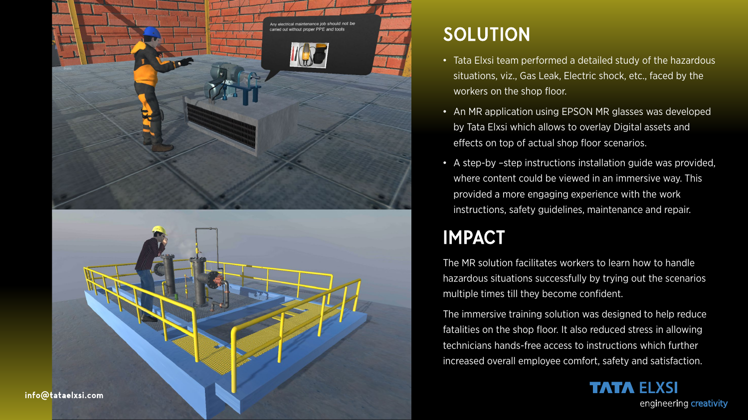## SOLUTION

- Tata Elxsi team performed a detailed study of the hazardous situations, viz., Gas Leak, Electric shock, etc., faced by the workers on the shop floor.
- An MR application using EPSON MR glasses was developed by Tata Elxsi which allows to overlay Digital assets and effects on top of actual shop floor scenarios.
- A step-by –step instructions installation guide was provided, where content could be viewed in an immersive way. This provided a more engaging experience with the work instructions, safety guidelines, maintenance and repair.

## IMPACT

The MR solution facilitates workers to learn how to handle hazardous situations successfully by trying out the scenarios multiple times till they become confident.

The immersive training solution was designed to help reduce fatalities on the shop floor. It also reduced stress in allowing technicians hands-free access to instructions which further increased overall employee comfort, safety and satisfaction.

info@tataelxsi.com

TATA ELXSI
engineering creativity